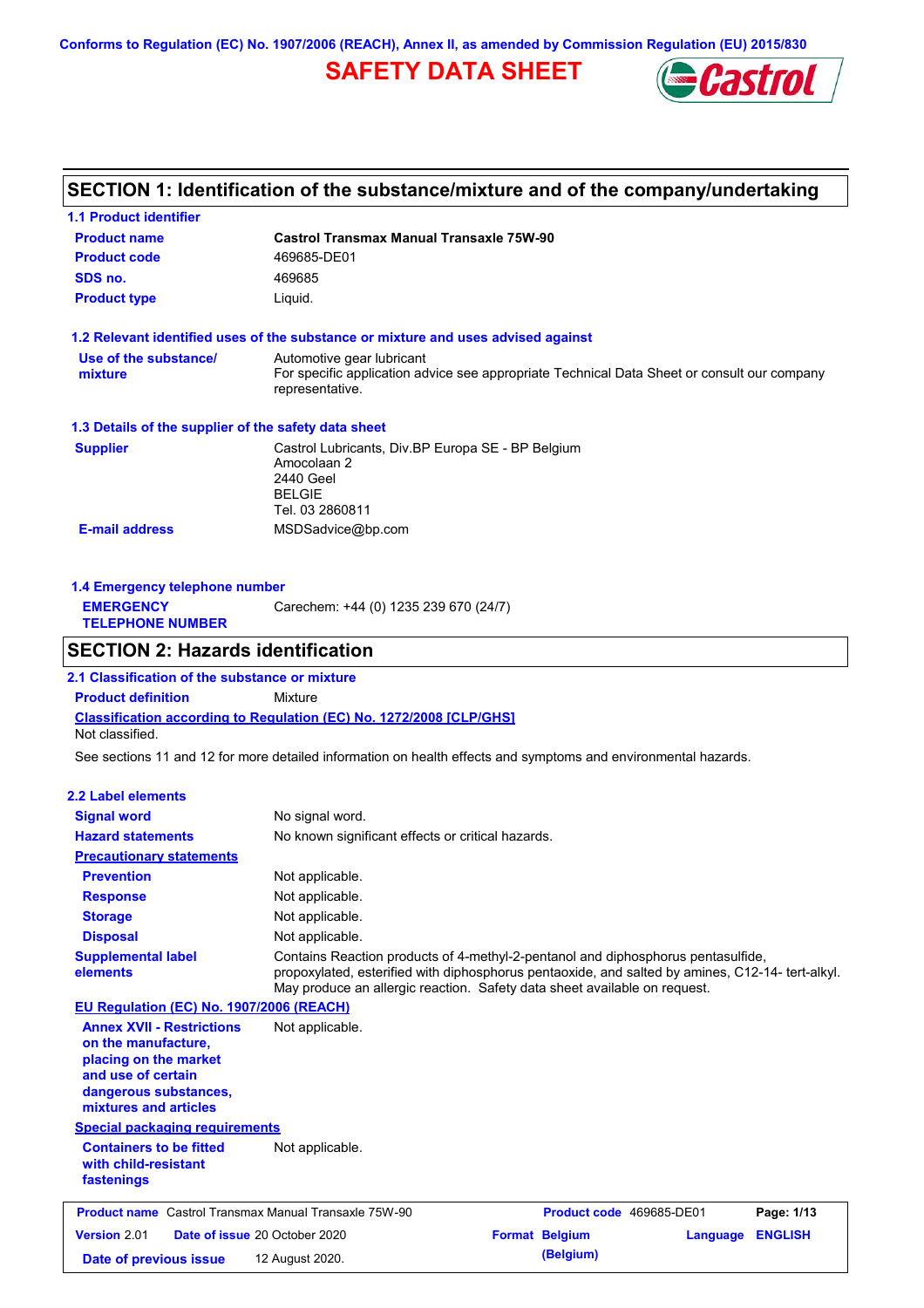Conforms to Regulation (EC) No. 1907/2006 (REACH), Annex II, as amended by Commission Regulation (EU) 2015/830

# SAFETY DATA SHEET

## SECTION 1: Identification of the substance/mixture and of the company/undertaking

### 1.1 Product identifier

| | |
|---|---|
| **Product name** | **Castrol Transmax Manual Transaxle 75W-90** |
| **Product code** | 469685-DE01 |
| **SDS no.** | 469685 |
| **Product type** | Liquid. |

### 1.2 Relevant identified uses of the substance or mixture and uses advised against

| | |
|---|---|
| **Use of the substance/ mixture** | Automotive gear lubricant<br>For specific application advice see appropriate Technical Data Sheet or consult our company representative. |

### 1.3 Details of the supplier of the safety data sheet

| | |
|---|---|
| **Supplier** | Castrol Lubricants, Div.BP Europa SE - BP Belgium<br>Amocolaan 2<br>2440 Geel<br>BELGIE<br>Tel. 03 2860811 |
| **E-mail address** | MSDSadvice@bp.com |

### 1.4 Emergency telephone number

| | |
|---|---|
| **EMERGENCY TELEPHONE NUMBER** | Carechem: +44 (0) 1235 239 670 (24/7) |

## SECTION 2: Hazards identification

### 2.1 Classification of the substance or mixture

**Product definition** Mixture

**Classification according to Regulation (EC) No. 1272/2008 [CLP/GHS]**

Not classified.

See sections 11 and 12 for more detailed information on health effects and symptoms and environmental hazards.

### 2.2 Label elements

| | |
|---|---|
| **Signal word** | No signal word. |
| **Hazard statements** | No known significant effects or critical hazards. |

**Precautionary statements**

| | |
|---|---|
| **Prevention** | Not applicable. |
| **Response** | Not applicable. |
| **Storage** | Not applicable. |
| **Disposal** | Not applicable. |
| **Supplemental label elements** | Contains Reaction products of 4-methyl-2-pentanol and diphosphorus pentasulfide, propoxylated, esterified with diphosphorus pentaoxide, and salted by amines, C12-14- tert-alkyl. May produce an allergic reaction. Safety data sheet available on request. |

**EU Regulation (EC) No. 1907/2006 (REACH)**

| | |
|---|---|
| **Annex XVII - Restrictions on the manufacture, placing on the market and use of certain dangerous substances, mixtures and articles** | Not applicable. |

**Special packaging requirements**

| | |
|---|---|
| **Containers to be fitted with child-resistant fastenings** | Not applicable. |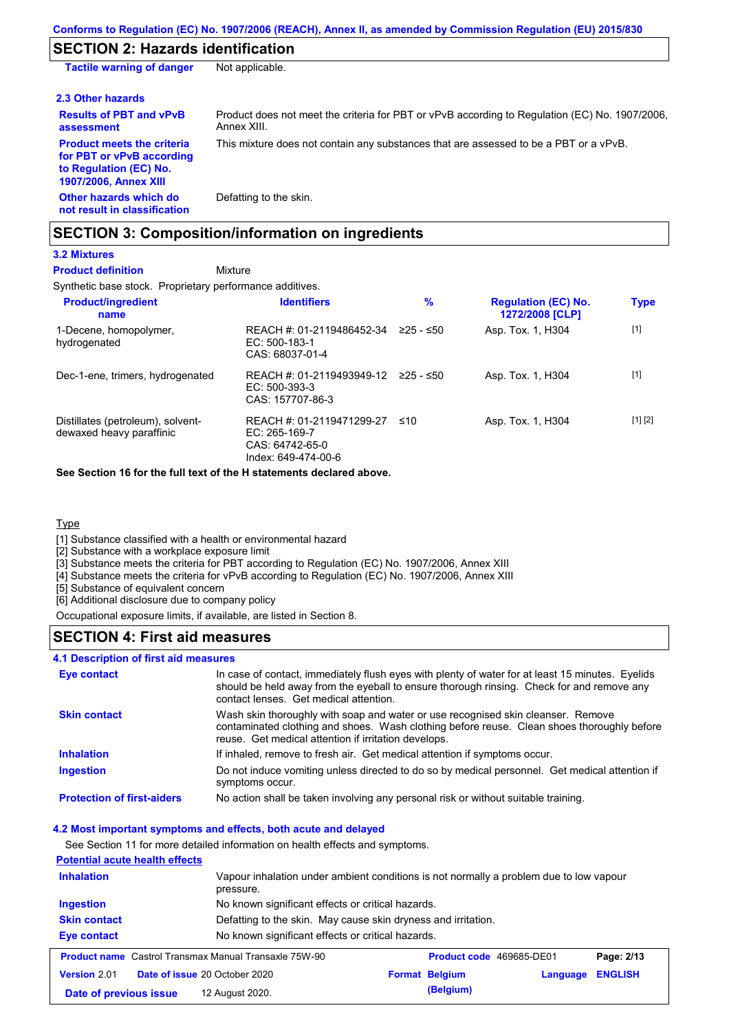## SECTION 2: Hazards identification

| | |
|---|---|
| **Tactile warning of danger** | Not applicable. |

### 2.3 Other hazards

| | |
|---|---|
| **Results of PBT and vPvB assessment** | Product does not meet the criteria for PBT or vPvB according to Regulation (EC) No. 1907/2006, Annex XIII. |
| **Product meets the criteria for PBT or vPvB according to Regulation (EC) No. 1907/2006, Annex XIII** | This mixture does not contain any substances that are assessed to be a PBT or a vPvB. |
| **Other hazards which do not result in classification** | Defatting to the skin. |

## SECTION 3: Composition/information on ingredients

### 3.2 Mixtures

**Product definition** Mixture

Synthetic base stock. Proprietary performance additives.

| Product/ingredient name | Identifiers | % | Regulation (EC) No. 1272/2008 [CLP] | Type |
|---|---|---|---|---|
| 1-Decene, homopolymer, hydrogenated | REACH #: 01-2119486452-34<br>EC: 500-183-1<br>CAS: 68037-01-4 | ≥25 - ≤50 | Asp. Tox. 1, H304 | [1] |
| Dec-1-ene, trimers, hydrogenated | REACH #: 01-2119493949-12<br>EC: 500-393-3<br>CAS: 157707-86-3 | ≥25 - ≤50 | Asp. Tox. 1, H304 | [1] |
| Distillates (petroleum), solvent-dewaxed heavy paraffinic | REACH #: 01-2119471299-27<br>EC: 265-169-7<br>CAS: 64742-65-0<br>Index: 649-474-00-6 | ≤10 | Asp. Tox. 1, H304 | [1] [2] |

**See Section 16 for the full text of the H statements declared above.**

Type

[1] Substance classified with a health or environmental hazard
[2] Substance with a workplace exposure limit
[3] Substance meets the criteria for PBT according to Regulation (EC) No. 1907/2006, Annex XIII
[4] Substance meets the criteria for vPvB according to Regulation (EC) No. 1907/2006, Annex XIII
[5] Substance of equivalent concern
[6] Additional disclosure due to company policy

Occupational exposure limits, if available, are listed in Section 8.

## SECTION 4: First aid measures

### 4.1 Description of first aid measures

| | |
|---|---|
| **Eye contact** | In case of contact, immediately flush eyes with plenty of water for at least 15 minutes. Eyelids should be held away from the eyeball to ensure thorough rinsing. Check for and remove any contact lenses. Get medical attention. |
| **Skin contact** | Wash skin thoroughly with soap and water or use recognised skin cleanser. Remove contaminated clothing and shoes. Wash clothing before reuse. Clean shoes thoroughly before reuse. Get medical attention if irritation develops. |
| **Inhalation** | If inhaled, remove to fresh air. Get medical attention if symptoms occur. |
| **Ingestion** | Do not induce vomiting unless directed to do so by medical personnel. Get medical attention if symptoms occur. |
| **Protection of first-aiders** | No action shall be taken involving any personal risk or without suitable training. |

### 4.2 Most important symptoms and effects, both acute and delayed

See Section 11 for more detailed information on health effects and symptoms.

**Potential acute health effects**

| | |
|---|---|
| **Inhalation** | Vapour inhalation under ambient conditions is not normally a problem due to low vapour pressure. |
| **Ingestion** | No known significant effects or critical hazards. |
| **Skin contact** | Defatting to the skin. May cause skin dryness and irritation. |
| **Eye contact** | No known significant effects or critical hazards. |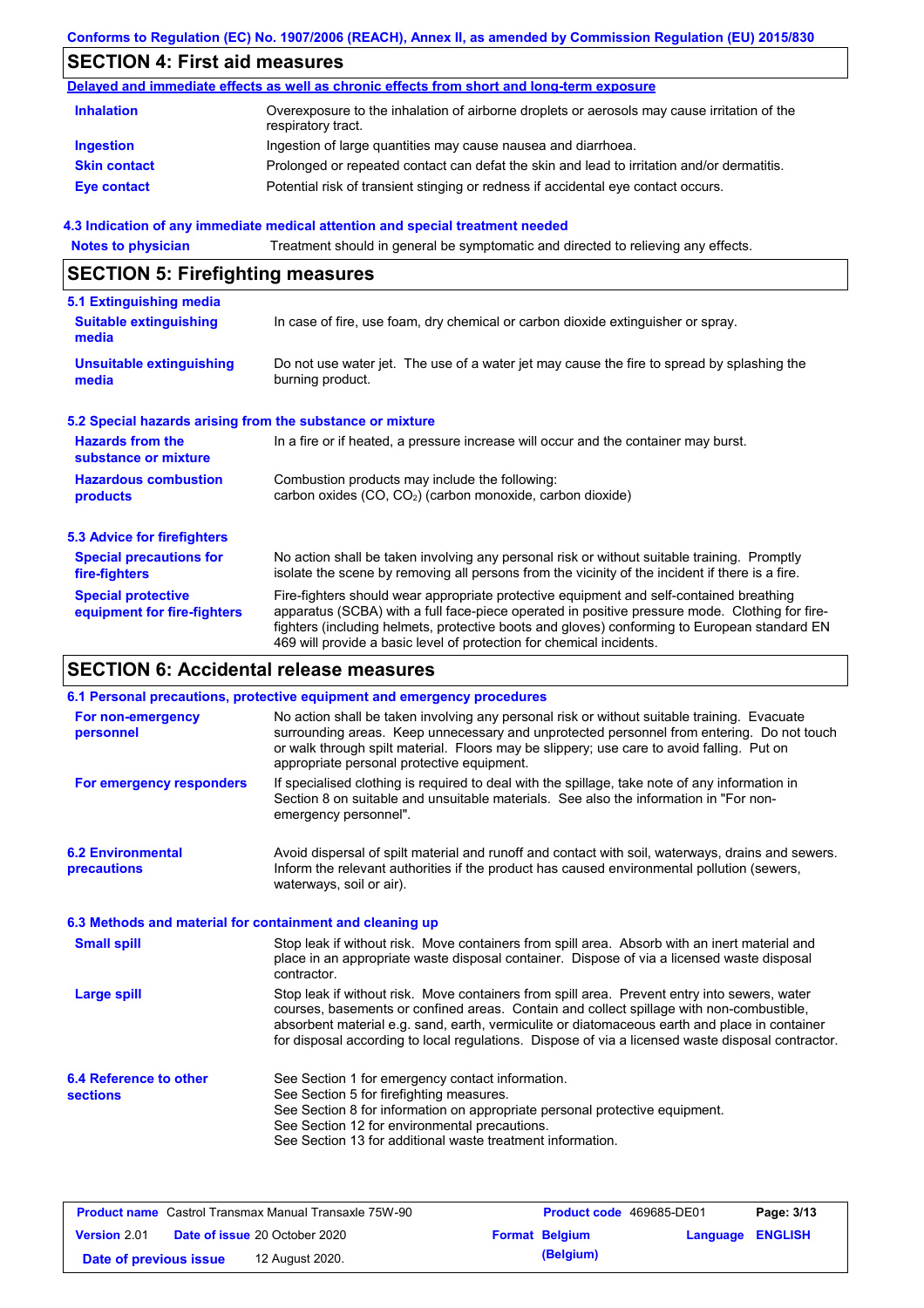## SECTION 4: First aid measures

**Delayed and immediate effects as well as chronic effects from short and long-term exposure**

| | |
|---|---|
| **Inhalation** | Overexposure to the inhalation of airborne droplets or aerosols may cause irritation of the respiratory tract. |
| **Ingestion** | Ingestion of large quantities may cause nausea and diarrhoea. |
| **Skin contact** | Prolonged or repeated contact can defat the skin and lead to irritation and/or dermatitis. |
| **Eye contact** | Potential risk of transient stinging or redness if accidental eye contact occurs. |

### 4.3 Indication of any immediate medical attention and special treatment needed

| | |
|---|---|
| **Notes to physician** | Treatment should in general be symptomatic and directed to relieving any effects. |

## SECTION 5: Firefighting measures

### 5.1 Extinguishing media

| | |
|---|---|
| **Suitable extinguishing media** | In case of fire, use foam, dry chemical or carbon dioxide extinguisher or spray. |
| **Unsuitable extinguishing media** | Do not use water jet. The use of a water jet may cause the fire to spread by splashing the burning product. |

### 5.2 Special hazards arising from the substance or mixture

| | |
|---|---|
| **Hazards from the substance or mixture** | In a fire or if heated, a pressure increase will occur and the container may burst. |
| **Hazardous combustion products** | Combustion products may include the following: carbon oxides (CO, $CO_2$) (carbon monoxide, carbon dioxide) |

### 5.3 Advice for firefighters

| | |
|---|---|
| **Special precautions for fire-fighters** | No action shall be taken involving any personal risk or without suitable training. Promptly isolate the scene by removing all persons from the vicinity of the incident if there is a fire. |
| **Special protective equipment for fire-fighters** | Fire-fighters should wear appropriate protective equipment and self-contained breathing apparatus (SCBA) with a full face-piece operated in positive pressure mode. Clothing for fire-fighters (including helmets, protective boots and gloves) conforming to European standard EN 469 will provide a basic level of protection for chemical incidents. |

## SECTION 6: Accidental release measures

### 6.1 Personal precautions, protective equipment and emergency procedures

| | |
|---|---|
| **For non-emergency personnel** | No action shall be taken involving any personal risk or without suitable training. Evacuate surrounding areas. Keep unnecessary and unprotected personnel from entering. Do not touch or walk through spilt material. Floors may be slippery; use care to avoid falling. Put on appropriate personal protective equipment. |
| **For emergency responders** | If specialised clothing is required to deal with the spillage, take note of any information in Section 8 on suitable and unsuitable materials. See also the information in "For non-emergency personnel". |

| | |
|---|---|
| **6.2 Environmental precautions** | Avoid dispersal of spilt material and runoff and contact with soil, waterways, drains and sewers. Inform the relevant authorities if the product has caused environmental pollution (sewers, waterways, soil or air). |

### 6.3 Methods and material for containment and cleaning up

| | |
|---|---|
| **Small spill** | Stop leak if without risk. Move containers from spill area. Absorb with an inert material and place in an appropriate waste disposal container. Dispose of via a licensed waste disposal contractor. |
| **Large spill** | Stop leak if without risk. Move containers from spill area. Prevent entry into sewers, water courses, basements or confined areas. Contain and collect spillage with non-combustible, absorbent material e.g. sand, earth, vermiculite or diatomaceous earth and place in container for disposal according to local regulations. Dispose of via a licensed waste disposal contractor. |

| | |
|---|---|
| **6.4 Reference to other sections** | See Section 1 for emergency contact information.<br>See Section 5 for firefighting measures.<br>See Section 8 for information on appropriate personal protective equipment.<br>See Section 12 for environmental precautions.<br>See Section 13 for additional waste treatment information. |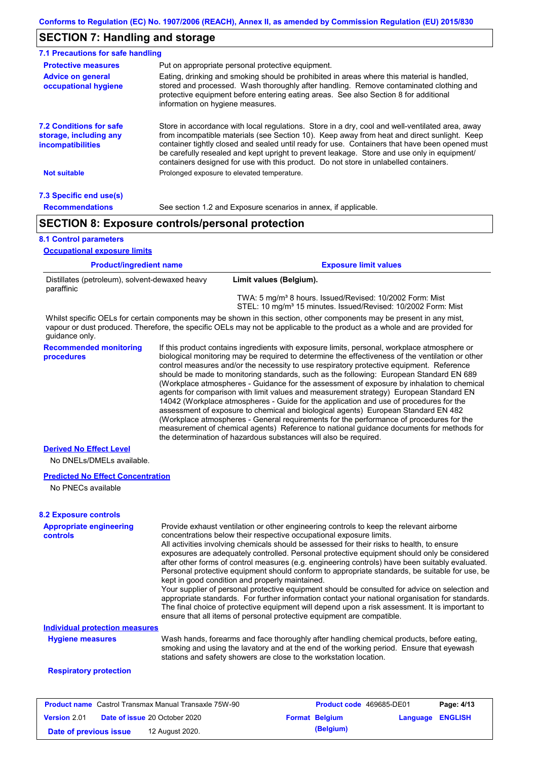## SECTION 7: Handling and storage

### 7.1 Precautions for safe handling

**Protective measures**
Put on appropriate personal protective equipment.

**Advice on general occupational hygiene**
Eating, drinking and smoking should be prohibited in areas where this material is handled, stored and processed. Wash thoroughly after handling. Remove contaminated clothing and protective equipment before entering eating areas. See also Section 8 for additional information on hygiene measures.

### 7.2 Conditions for safe storage, including any incompatibilities

Store in accordance with local regulations. Store in a dry, cool and well-ventilated area, away from incompatible materials (see Section 10). Keep away from heat and direct sunlight. Keep container tightly closed and sealed until ready for use. Containers that have been opened must be carefully resealed and kept upright to prevent leakage. Store and use only in equipment/ containers designed for use with this product. Do not store in unlabelled containers.

**Not suitable**
Prolonged exposure to elevated temperature.

### 7.3 Specific end use(s)

**Recommendations**
See section 1.2 and Exposure scenarios in annex, if applicable.

## SECTION 8: Exposure controls/personal protection

### 8.1 Control parameters

**Occupational exposure limits**

| Product/ingredient name | Exposure limit values |
|---|---|
| Distillates (petroleum), solvent-dewaxed heavy paraffinic | **Limit values (Belgium).**<br>TWA: 5 mg/m³ 8 hours. Issued/Revised: 10/2002 Form: Mist<br>STEL: 10 mg/m³ 15 minutes. Issued/Revised: 10/2002 Form: Mist |

Whilst specific OELs for certain components may be shown in this section, other components may be present in any mist, vapour or dust produced. Therefore, the specific OELs may not be applicable to the product as a whole and are provided for guidance only.

**Recommended monitoring procedures**
If this product contains ingredients with exposure limits, personal, workplace atmosphere or biological monitoring may be required to determine the effectiveness of the ventilation or other control measures and/or the necessity to use respiratory protective equipment. Reference should be made to monitoring standards, such as the following: European Standard EN 689 (Workplace atmospheres - Guidance for the assessment of exposure by inhalation to chemical agents for comparison with limit values and measurement strategy) European Standard EN 14042 (Workplace atmospheres - Guide for the application and use of procedures for the assessment of exposure to chemical and biological agents) European Standard EN 482 (Workplace atmospheres - General requirements for the performance of procedures for the measurement of chemical agents) Reference to national guidance documents for methods for the determination of hazardous substances will also be required.

**Derived No Effect Level**

No DNELs/DMELs available.

**Predicted No Effect Concentration**

No PNECs available

### 8.2 Exposure controls

**Appropriate engineering controls**
Provide exhaust ventilation or other engineering controls to keep the relevant airborne concentrations below their respective occupational exposure limits.
All activities involving chemicals should be assessed for their risks to health, to ensure exposures are adequately controlled. Personal protective equipment should only be considered after other forms of control measures (e.g. engineering controls) have been suitably evaluated. Personal protective equipment should conform to appropriate standards, be suitable for use, be kept in good condition and properly maintained.
Your supplier of personal protective equipment should be consulted for advice on selection and appropriate standards. For further information contact your national organisation for standards. The final choice of protective equipment will depend upon a risk assessment. It is important to ensure that all items of personal protective equipment are compatible.

**Individual protection measures**

**Hygiene measures**
Wash hands, forearms and face thoroughly after handling chemical products, before eating, smoking and using the lavatory and at the end of the working period. Ensure that eyewash stations and safety showers are close to the workstation location.

**Respiratory protection**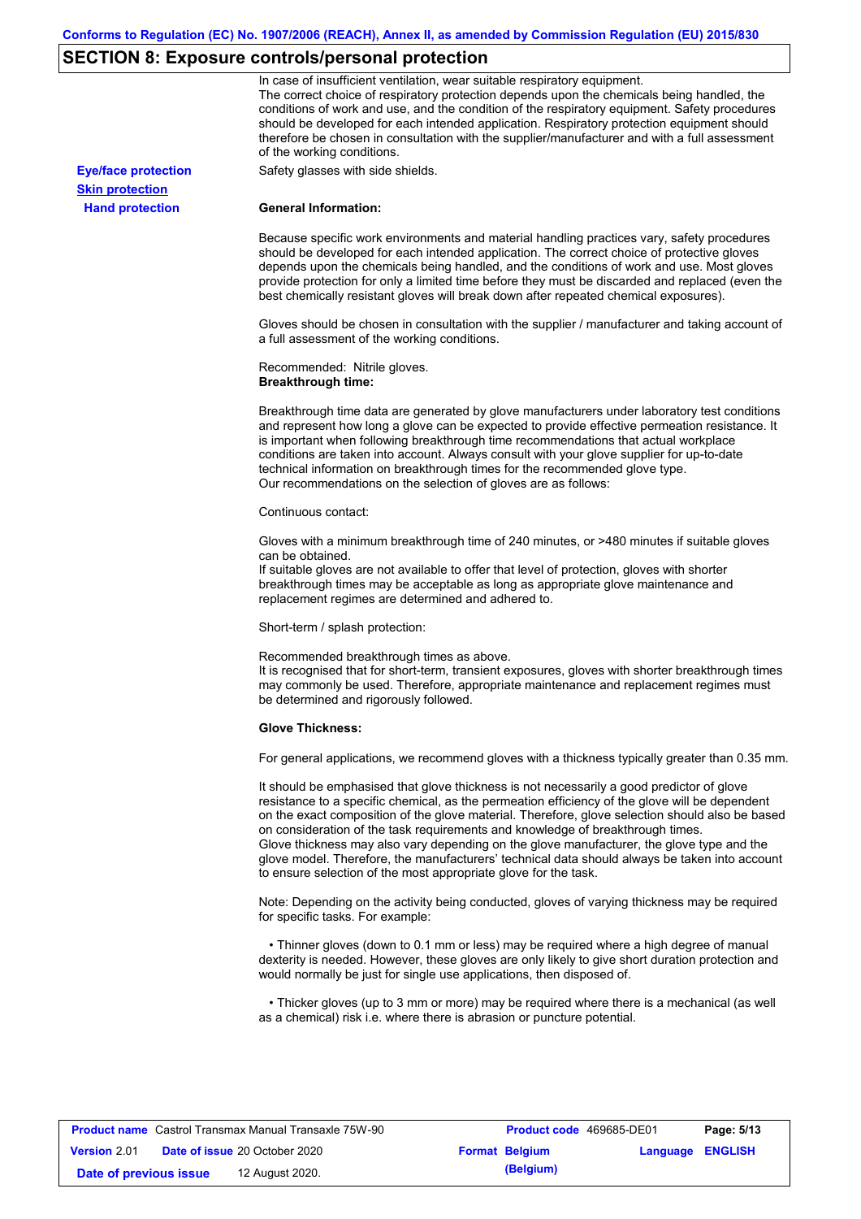## SECTION 8: Exposure controls/personal protection

In case of insufficient ventilation, wear suitable respiratory equipment.
The correct choice of respiratory protection depends upon the chemicals being handled, the conditions of work and use, and the condition of the respiratory equipment. Safety procedures should be developed for each intended application. Respiratory protection equipment should therefore be chosen in consultation with the supplier/manufacturer and with a full assessment of the working conditions.

**Eye/face protection**

Safety glasses with side shields.

**Skin protection**

**Hand protection**

**General Information:**

Because specific work environments and material handling practices vary, safety procedures should be developed for each intended application. The correct choice of protective gloves depends upon the chemicals being handled, and the conditions of work and use. Most gloves provide protection for only a limited time before they must be discarded and replaced (even the best chemically resistant gloves will break down after repeated chemical exposures).

Gloves should be chosen in consultation with the supplier / manufacturer and taking account of a full assessment of the working conditions.

Recommended: Nitrile gloves.
**Breakthrough time:**

Breakthrough time data are generated by glove manufacturers under laboratory test conditions and represent how long a glove can be expected to provide effective permeation resistance. It is important when following breakthrough time recommendations that actual workplace conditions are taken into account. Always consult with your glove supplier for up-to-date technical information on breakthrough times for the recommended glove type.
Our recommendations on the selection of gloves are as follows:

Continuous contact:

Gloves with a minimum breakthrough time of 240 minutes, or >480 minutes if suitable gloves can be obtained.
If suitable gloves are not available to offer that level of protection, gloves with shorter breakthrough times may be acceptable as long as appropriate glove maintenance and replacement regimes are determined and adhered to.

Short-term / splash protection:

Recommended breakthrough times as above.
It is recognised that for short-term, transient exposures, gloves with shorter breakthrough times may commonly be used. Therefore, appropriate maintenance and replacement regimes must be determined and rigorously followed.

**Glove Thickness:**

For general applications, we recommend gloves with a thickness typically greater than 0.35 mm.

It should be emphasised that glove thickness is not necessarily a good predictor of glove resistance to a specific chemical, as the permeation efficiency of the glove will be dependent on the exact composition of the glove material. Therefore, glove selection should also be based on consideration of the task requirements and knowledge of breakthrough times.
Glove thickness may also vary depending on the glove manufacturer, the glove type and the glove model. Therefore, the manufacturers' technical data should always be taken into account to ensure selection of the most appropriate glove for the task.

Note: Depending on the activity being conducted, gloves of varying thickness may be required for specific tasks. For example:

- Thinner gloves (down to 0.1 mm or less) may be required where a high degree of manual dexterity is needed. However, these gloves are only likely to give short duration protection and would normally be just for single use applications, then disposed of.

- Thicker gloves (up to 3 mm or more) may be required where there is a mechanical (as well as a chemical) risk i.e. where there is abrasion or puncture potential.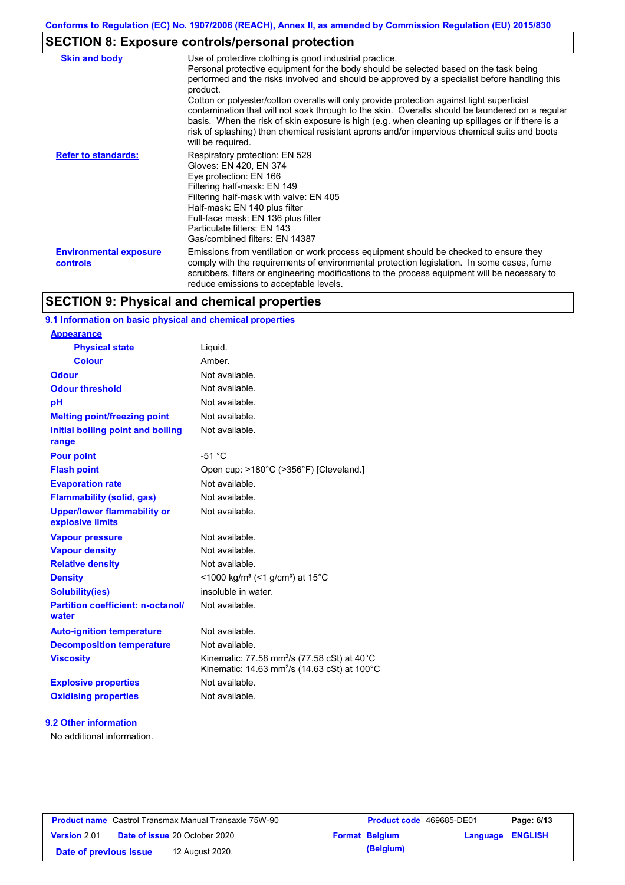## SECTION 8: Exposure controls/personal protection

| | |
|---|---|
| **Skin and body** | Use of protective clothing is good industrial practice. Personal protective equipment for the body should be selected based on the task being performed and the risks involved and should be approved by a specialist before handling this product. Cotton or polyester/cotton overalls will only provide protection against light superficial contamination that will not soak through to the skin. Overalls should be laundered on a regular basis. When the risk of skin exposure is high (e.g. when cleaning up spillages or if there is a risk of splashing) then chemical resistant aprons and/or impervious chemical suits and boots will be required. |
| **Refer to standards:** | Respiratory protection: EN 529<br>Gloves: EN 420, EN 374<br>Eye protection: EN 166<br>Filtering half-mask: EN 149<br>Filtering half-mask with valve: EN 405<br>Half-mask: EN 140 plus filter<br>Full-face mask: EN 136 plus filter<br>Particulate filters: EN 143<br>Gas/combined filters: EN 14387 |
| **Environmental exposure controls** | Emissions from ventilation or work process equipment should be checked to ensure they comply with the requirements of environmental protection legislation. In some cases, fume scrubbers, filters or engineering modifications to the process equipment will be necessary to reduce emissions to acceptable levels. |

## SECTION 9: Physical and chemical properties

### 9.1 Information on basic physical and chemical properties

| | |
|---|---|
| **Appearance** | |
| **Physical state** | Liquid. |
| **Colour** | Amber. |
| **Odour** | Not available. |
| **Odour threshold** | Not available. |
| **pH** | Not available. |
| **Melting point/freezing point** | Not available. |
| **Initial boiling point and boiling range** | Not available. |
| **Pour point** | -51 °C |
| **Flash point** | Open cup: >180°C (>356°F) [Cleveland.] |
| **Evaporation rate** | Not available. |
| **Flammability (solid, gas)** | Not available. |
| **Upper/lower flammability or explosive limits** | Not available. |
| **Vapour pressure** | Not available. |
| **Vapour density** | Not available. |
| **Relative density** | Not available. |
| **Density** | <1000 kg/m³ (<1 g/cm³) at 15°C |
| **Solubility(ies)** | insoluble in water. |
| **Partition coefficient: n-octanol/water** | Not available. |
| **Auto-ignition temperature** | Not available. |
| **Decomposition temperature** | Not available. |
| **Viscosity** | Kinematic: 77.58 $mm^2/s$ (77.58 cSt) at 40°C<br>Kinematic: 14.63 $mm^2/s$ (14.63 cSt) at 100°C |
| **Explosive properties** | Not available. |
| **Oxidising properties** | Not available. |

### 9.2 Other information

No additional information.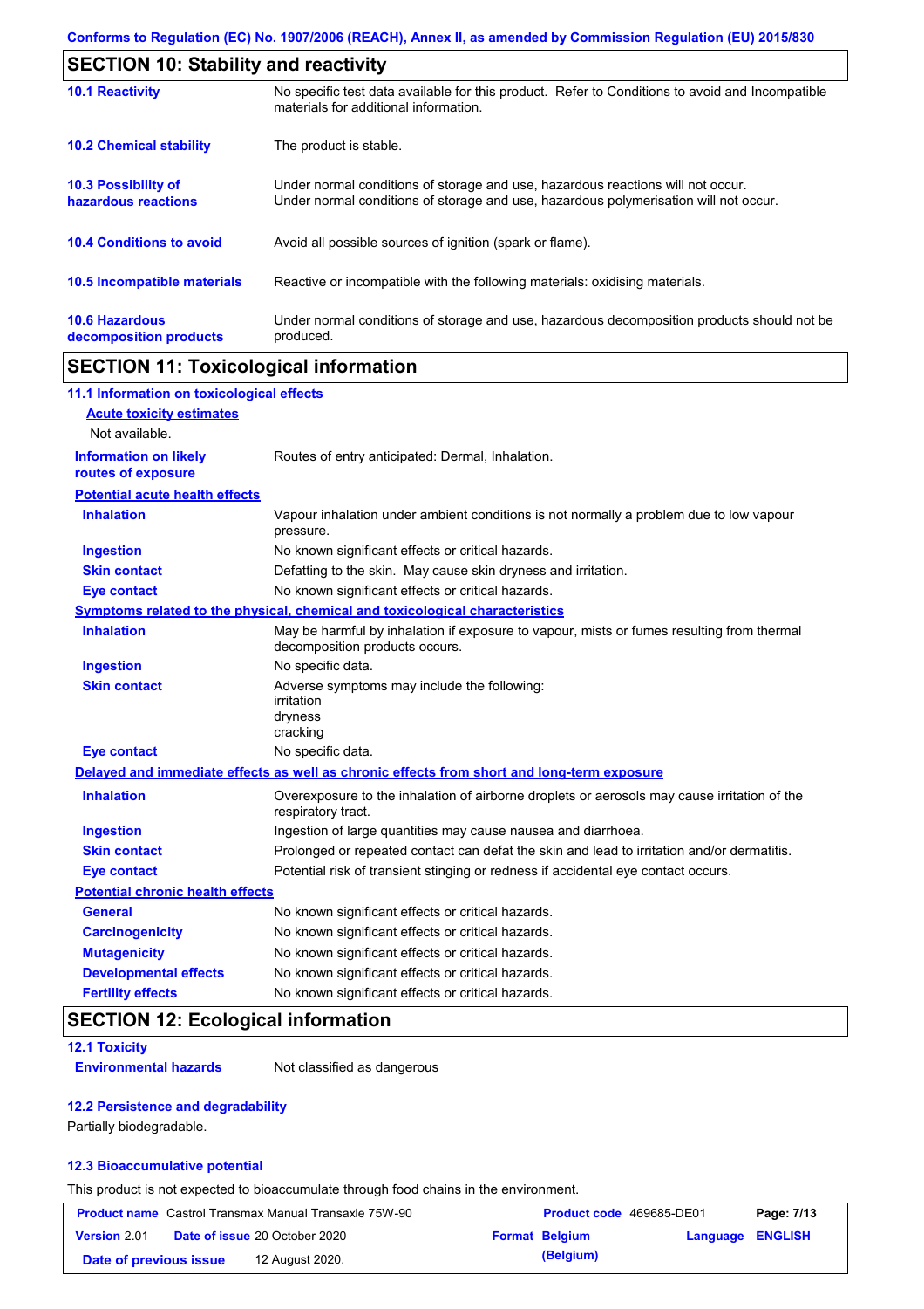## SECTION 10: Stability and reactivity

| | |
|---|---|
| **10.1 Reactivity** | No specific test data available for this product. Refer to Conditions to avoid and Incompatible materials for additional information. |
| **10.2 Chemical stability** | The product is stable. |
| **10.3 Possibility of hazardous reactions** | Under normal conditions of storage and use, hazardous reactions will not occur.<br>Under normal conditions of storage and use, hazardous polymerisation will not occur. |
| **10.4 Conditions to avoid** | Avoid all possible sources of ignition (spark or flame). |
| **10.5 Incompatible materials** | Reactive or incompatible with the following materials: oxidising materials. |
| **10.6 Hazardous decomposition products** | Under normal conditions of storage and use, hazardous decomposition products should not be produced. |

## SECTION 11: Toxicological information

### 11.1 Information on toxicological effects

**Acute toxicity estimates**

Not available.

**Information on likely routes of exposure**: Routes of entry anticipated: Dermal, Inhalation.

**Potential acute health effects**

| | |
|---|---|
| **Inhalation** | Vapour inhalation under ambient conditions is not normally a problem due to low vapour pressure. |
| **Ingestion** | No known significant effects or critical hazards. |
| **Skin contact** | Defatting to the skin. May cause skin dryness and irritation. |
| **Eye contact** | No known significant effects or critical hazards. |

**Symptoms related to the physical, chemical and toxicological characteristics**

| | |
|---|---|
| **Inhalation** | May be harmful by inhalation if exposure to vapour, mists or fumes resulting from thermal decomposition products occurs. |
| **Ingestion** | No specific data. |
| **Skin contact** | Adverse symptoms may include the following:<br>irritation<br>dryness<br>cracking |
| **Eye contact** | No specific data. |

**Delayed and immediate effects as well as chronic effects from short and long-term exposure**

| | |
|---|---|
| **Inhalation** | Overexposure to the inhalation of airborne droplets or aerosols may cause irritation of the respiratory tract. |
| **Ingestion** | Ingestion of large quantities may cause nausea and diarrhoea. |
| **Skin contact** | Prolonged or repeated contact can defat the skin and lead to irritation and/or dermatitis. |
| **Eye contact** | Potential risk of transient stinging or redness if accidental eye contact occurs. |

**Potential chronic health effects**

| | |
|---|---|
| **General** | No known significant effects or critical hazards. |
| **Carcinogenicity** | No known significant effects or critical hazards. |
| **Mutagenicity** | No known significant effects or critical hazards. |
| **Developmental effects** | No known significant effects or critical hazards. |
| **Fertility effects** | No known significant effects or critical hazards. |

## SECTION 12: Ecological information

### 12.1 Toxicity

**Environmental hazards**: Not classified as dangerous

### 12.2 Persistence and degradability

Partially biodegradable.

### 12.3 Bioaccumulative potential

This product is not expected to bioaccumulate through food chains in the environment.

| | | | |
|---|---|---|---|
| **Product name** Castrol Transmax Manual Transaxle 75W-90 | | **Product code** 469685-DE01 | **Page: 7/13** |
| **Version** 2.01 | **Date of issue** 20 October 2020 | **Format** Belgium (Belgium) | **Language** ENGLISH |
| **Date of previous issue** | 12 August 2020. | | |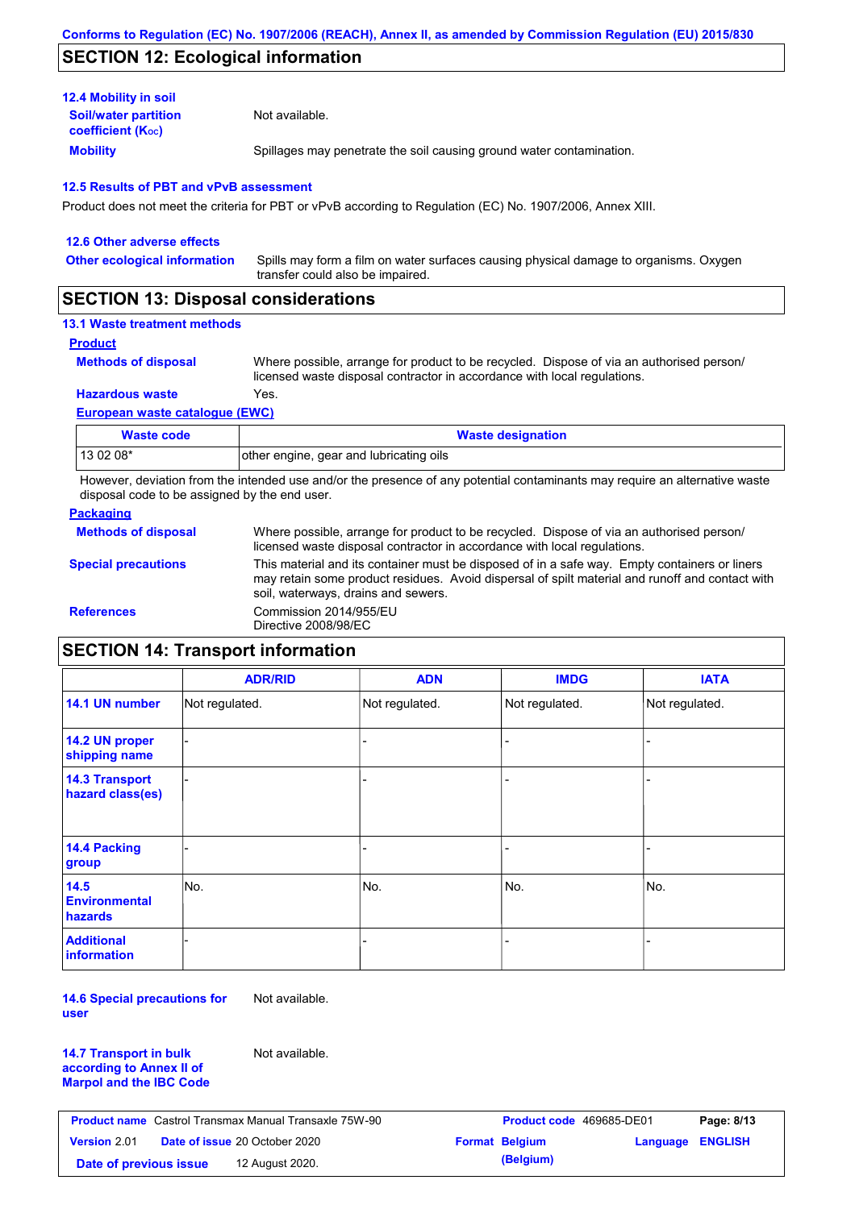## SECTION 12: Ecological information

### 12.4 Mobility in soil

**Soil/water partition coefficient ($K_{OC}$)** Not available.

**Mobility** Spillages may penetrate the soil causing ground water contamination.

### 12.5 Results of PBT and vPvB assessment

Product does not meet the criteria for PBT or vPvB according to Regulation (EC) No. 1907/2006, Annex XIII.

### 12.6 Other adverse effects

**Other ecological information** Spills may form a film on water surfaces causing physical damage to organisms. Oxygen transfer could also be impaired.

## SECTION 13: Disposal considerations

### 13.1 Waste treatment methods

**Product**

**Methods of disposal** Where possible, arrange for product to be recycled. Dispose of via an authorised person/ licensed waste disposal contractor in accordance with local regulations.

**Hazardous waste** Yes.

**European waste catalogue (EWC)**

| Waste code | Waste designation |
|---|---|
| 13 02 08* | other engine, gear and lubricating oils |

However, deviation from the intended use and/or the presence of any potential contaminants may require an alternative waste disposal code to be assigned by the end user.

**Packaging**

**Methods of disposal** Where possible, arrange for product to be recycled. Dispose of via an authorised person/ licensed waste disposal contractor in accordance with local regulations.

**Special precautions** This material and its container must be disposed of in a safe way. Empty containers or liners may retain some product residues. Avoid dispersal of spilt material and runoff and contact with soil, waterways, drains and sewers.

**References** Commission 2014/955/EU
Directive 2008/98/EC

## SECTION 14: Transport information

| | ADR/RID | ADN | IMDG | IATA |
|---|---|---|---|---|
| 14.1 UN number | Not regulated. | Not regulated. | Not regulated. | Not regulated. |
| 14.2 UN proper shipping name | - | - | - | - |
| 14.3 Transport hazard class(es) | - | - | - | - |
| 14.4 Packing group | - | - | - | - |
| 14.5 Environmental hazards | No. | No. | No. | No. |
| Additional information | - | - | - | - |

**14.6 Special precautions for user** Not available.

**14.7 Transport in bulk according to Annex II of Marpol and the IBC Code** Not available.

| Product name | Castrol Transmax Manual Transaxle 75W-90 | Product code | 469685-DE01 | Page: 8/13 |
|---|---|---|---|---|
| Version 2.01 | Date of issue 20 October 2020 | Format | Belgium (Belgium) | Language ENGLISH |
| Date of previous issue | 12 August 2020. | | | |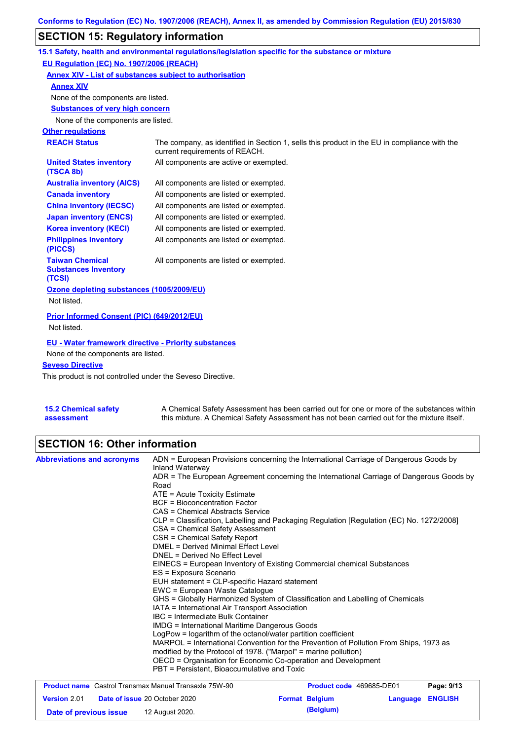## SECTION 15: Regulatory information

### 15.1 Safety, health and environmental regulations/legislation specific for the substance or mixture

**EU Regulation (EC) No. 1907/2006 (REACH)**

**Annex XIV - List of substances subject to authorisation**

**Annex XIV**

None of the components are listed.

**Substances of very high concern**

None of the components are listed.

**Other regulations**

| | |
|---|---|
| **REACH Status** | The company, as identified in Section 1, sells this product in the EU in compliance with the current requirements of REACH. |
| **United States inventory (TSCA 8b)** | All components are active or exempted. |
| **Australia inventory (AICS)** | All components are listed or exempted. |
| **Canada inventory** | All components are listed or exempted. |
| **China inventory (IECSC)** | All components are listed or exempted. |
| **Japan inventory (ENCS)** | All components are listed or exempted. |
| **Korea inventory (KECI)** | All components are listed or exempted. |
| **Philippines inventory (PICCS)** | All components are listed or exempted. |
| **Taiwan Chemical Substances Inventory (TCSI)** | All components are listed or exempted. |

**Ozone depleting substances (1005/2009/EU)**

Not listed.

**Prior Informed Consent (PIC) (649/2012/EU)**

Not listed.

**EU - Water framework directive - Priority substances**

None of the components are listed.

**Seveso Directive**

This product is not controlled under the Seveso Directive.

**15.2 Chemical safety assessment**

A Chemical Safety Assessment has been carried out for one or more of the substances within this mixture. A Chemical Safety Assessment has not been carried out for the mixture itself.

## SECTION 16: Other information

**Abbreviations and acronyms**

ADN = European Provisions concerning the International Carriage of Dangerous Goods by Inland Waterway
ADR = The European Agreement concerning the International Carriage of Dangerous Goods by Road
ATE = Acute Toxicity Estimate
BCF = Bioconcentration Factor
CAS = Chemical Abstracts Service
CLP = Classification, Labelling and Packaging Regulation [Regulation (EC) No. 1272/2008]
CSA = Chemical Safety Assessment
CSR = Chemical Safety Report
DMEL = Derived Minimal Effect Level
DNEL = Derived No Effect Level
EINECS = European Inventory of Existing Commercial chemical Substances
ES = Exposure Scenario
EUH statement = CLP-specific Hazard statement
EWC = European Waste Catalogue
GHS = Globally Harmonized System of Classification and Labelling of Chemicals
IATA = International Air Transport Association
IBC = Intermediate Bulk Container
IMDG = International Maritime Dangerous Goods
LogPow = logarithm of the octanol/water partition coefficient
MARPOL = International Convention for the Prevention of Pollution From Ships, 1973 as modified by the Protocol of 1978. ("Marpol" = marine pollution)
OECD = Organisation for Economic Co-operation and Development
PBT = Persistent, Bioaccumulative and Toxic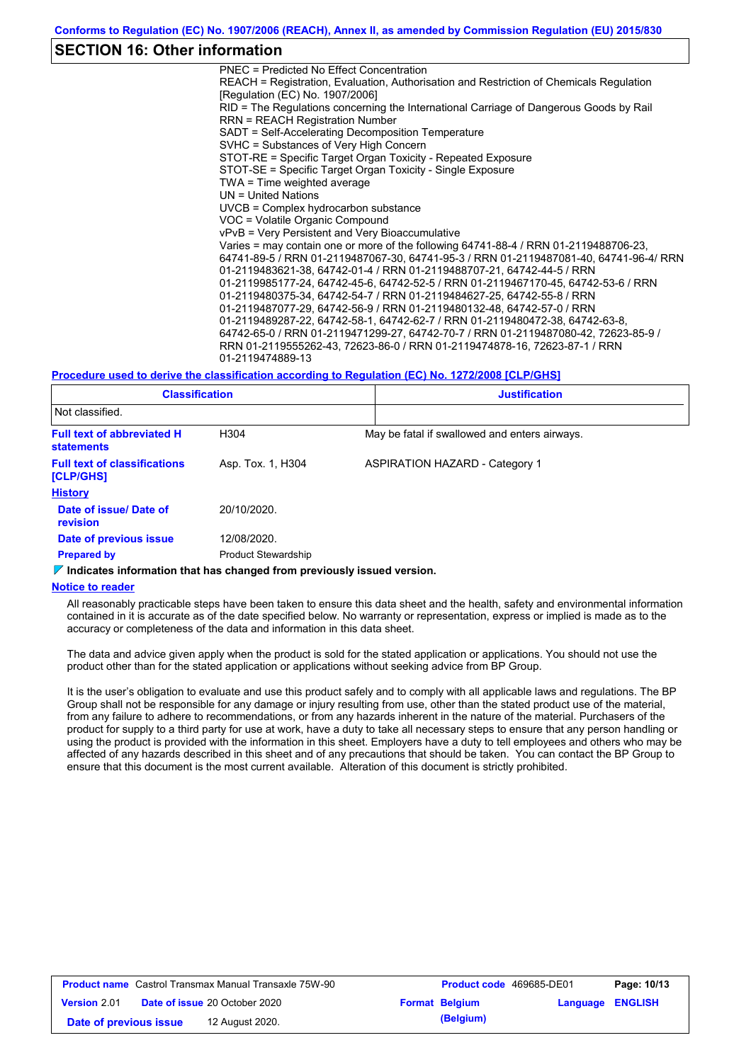## SECTION 16: Other information

PNEC = Predicted No Effect Concentration
REACH = Registration, Evaluation, Authorisation and Restriction of Chemicals Regulation [Regulation (EC) No. 1907/2006]
RID = The Regulations concerning the International Carriage of Dangerous Goods by Rail
RRN = REACH Registration Number
SADT = Self-Accelerating Decomposition Temperature
SVHC = Substances of Very High Concern
STOT-RE = Specific Target Organ Toxicity - Repeated Exposure
STOT-SE = Specific Target Organ Toxicity - Single Exposure
TWA = Time weighted average
UN = United Nations
UVCB = Complex hydrocarbon substance
VOC = Volatile Organic Compound
vPvB = Very Persistent and Very Bioaccumulative
Varies = may contain one or more of the following 64741-88-4 / RRN 01-2119488706-23, 64741-89-5 / RRN 01-2119487067-30, 64741-95-3 / RRN 01-2119487081-40, 64741-96-4/ RRN 01-2119483621-38, 64742-01-4 / RRN 01-2119488707-21, 64742-44-5 / RRN 01-2119985177-24, 64742-45-6, 64742-52-5 / RRN 01-2119467170-45, 64742-53-6 / RRN 01-2119480375-34, 64742-54-7 / RRN 01-2119484627-25, 64742-55-8 / RRN 01-2119487077-29, 64742-56-9 / RRN 01-2119480132-48, 64742-57-0 / RRN 01-2119489287-22, 64742-58-1, 64742-62-7 / RRN 01-2119480472-38, 64742-63-8, 64742-65-0 / RRN 01-2119471299-27, 64742-70-7 / RRN 01-2119487080-42, 72623-85-9 / RRN 01-2119555262-43, 72623-86-0 / RRN 01-2119474878-16, 72623-87-1 / RRN 01-2119474889-13

**Procedure used to derive the classification according to Regulation (EC) No. 1272/2008 [CLP/GHS]**

| Classification | Justification |
|---|---|
| Not classified. | |

| | | |
|---|---|---|
| **Full text of abbreviated H statements** | H304 | May be fatal if swallowed and enters airways. |
| **Full text of classifications [CLP/GHS]** | Asp. Tox. 1, H304 | ASPIRATION HAZARD - Category 1 |

**History**

| | |
|---|---|
| **Date of issue/ Date of revision** | 20/10/2020. |
| **Date of previous issue** | 12/08/2020. |
| **Prepared by** | Product Stewardship |

**Indicates information that has changed from previously issued version.**

**Notice to reader**

All reasonably practicable steps have been taken to ensure this data sheet and the health, safety and environmental information contained in it is accurate as of the date specified below. No warranty or representation, express or implied is made as to the accuracy or completeness of the data and information in this data sheet.

The data and advice given apply when the product is sold for the stated application or applications. You should not use the product other than for the stated application or applications without seeking advice from BP Group.

It is the user's obligation to evaluate and use this product safely and to comply with all applicable laws and regulations. The BP Group shall not be responsible for any damage or injury resulting from use, other than the stated product use of the material, from any failure to adhere to recommendations, or from any hazards inherent in the nature of the material. Purchasers of the product for supply to a third party for use at work, have a duty to take all necessary steps to ensure that any person handling or using the product is provided with the information in this sheet. Employers have a duty to tell employees and others who may be affected of any hazards described in this sheet and of any precautions that should be taken. You can contact the BP Group to ensure that this document is the most current available. Alteration of this document is strictly prohibited.